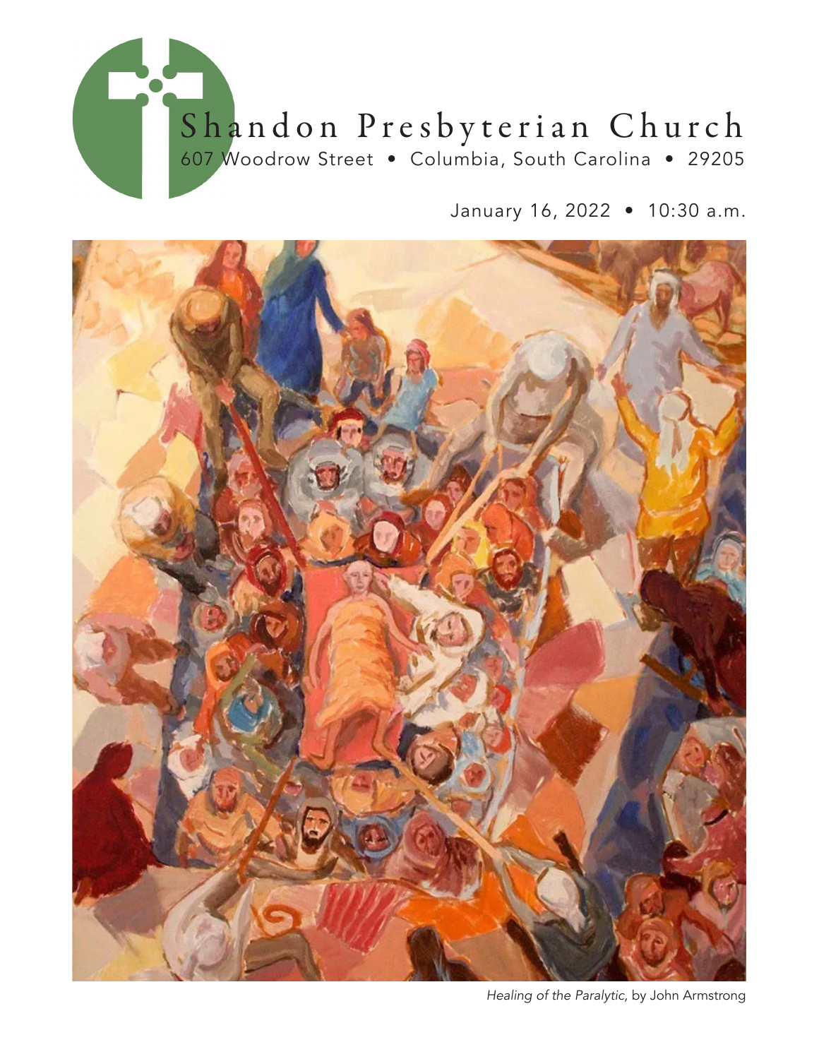# Shandon Presbyterian Church

607 Woodrow Street • Columbia, South Carolina • 29205

January 16, 2022 • 10:30 a.m.

*Healing of the Paralytic,* by John Armstrong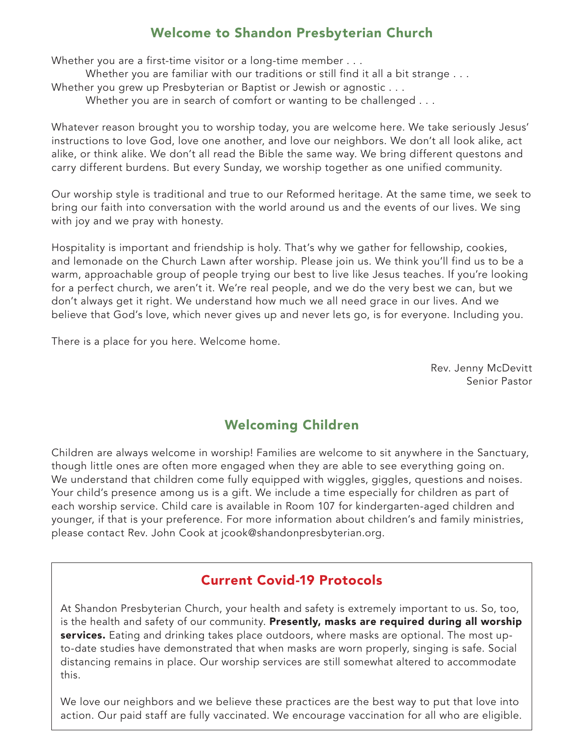## Welcome to Shandon Presbyterian Church

Whether you are a first-time visitor or a long-time member . . .

Whether you are familiar with our traditions or still find it all a bit strange . . .

Whether you grew up Presbyterian or Baptist or Jewish or agnostic . . .

Whether you are in search of comfort or wanting to be challenged . . .

Whatever reason brought you to worship today, you are welcome here. We take seriously Jesus' instructions to love God, love one another, and love our neighbors. We don't all look alike, act alike, or think alike. We don't all read the Bible the same way. We bring different questons and carry different burdens. But every Sunday, we worship together as one unified community.

Our worship style is traditional and true to our Reformed heritage. At the same time, we seek to bring our faith into conversation with the world around us and the events of our lives. We sing with joy and we pray with honesty.

Hospitality is important and friendship is holy. That's why we gather for fellowship, cookies, and lemonade on the Church Lawn after worship. Please join us. We think you'll find us to be a warm, approachable group of people trying our best to live like Jesus teaches. If you're looking for a perfect church, we aren't it. We're real people, and we do the very best we can, but we don't always get it right. We understand how much we all need grace in our lives. And we believe that God's love, which never gives up and never lets go, is for everyone. Including you.

There is a place for you here. Welcome home.

Rev. Jenny McDevitt
Senior Pastor

## Welcoming Children

Children are always welcome in worship! Families are welcome to sit anywhere in the Sanctuary, though little ones are often more engaged when they are able to see everything going on. We understand that children come fully equipped with wiggles, giggles, questions and noises. Your child's presence among us is a gift. We include a time especially for children as part of each worship service. Child care is available in Room 107 for kindergarten-aged children and younger, if that is your preference. For more information about children's and family ministries, please contact Rev. John Cook at jcook@shandonpresbyterian.org.

## Current Covid-19 Protocols

At Shandon Presbyterian Church, your health and safety is extremely important to us. So, too, is the health and safety of our community. **Presently, masks are required during all worship services.** Eating and drinking takes place outdoors, where masks are optional. The most up-to-date studies have demonstrated that when masks are worn properly, singing is safe. Social distancing remains in place. Our worship services are still somewhat altered to accommodate this.

We love our neighbors and we believe these practices are the best way to put that love into action. Our paid staff are fully vaccinated. We encourage vaccination for all who are eligible.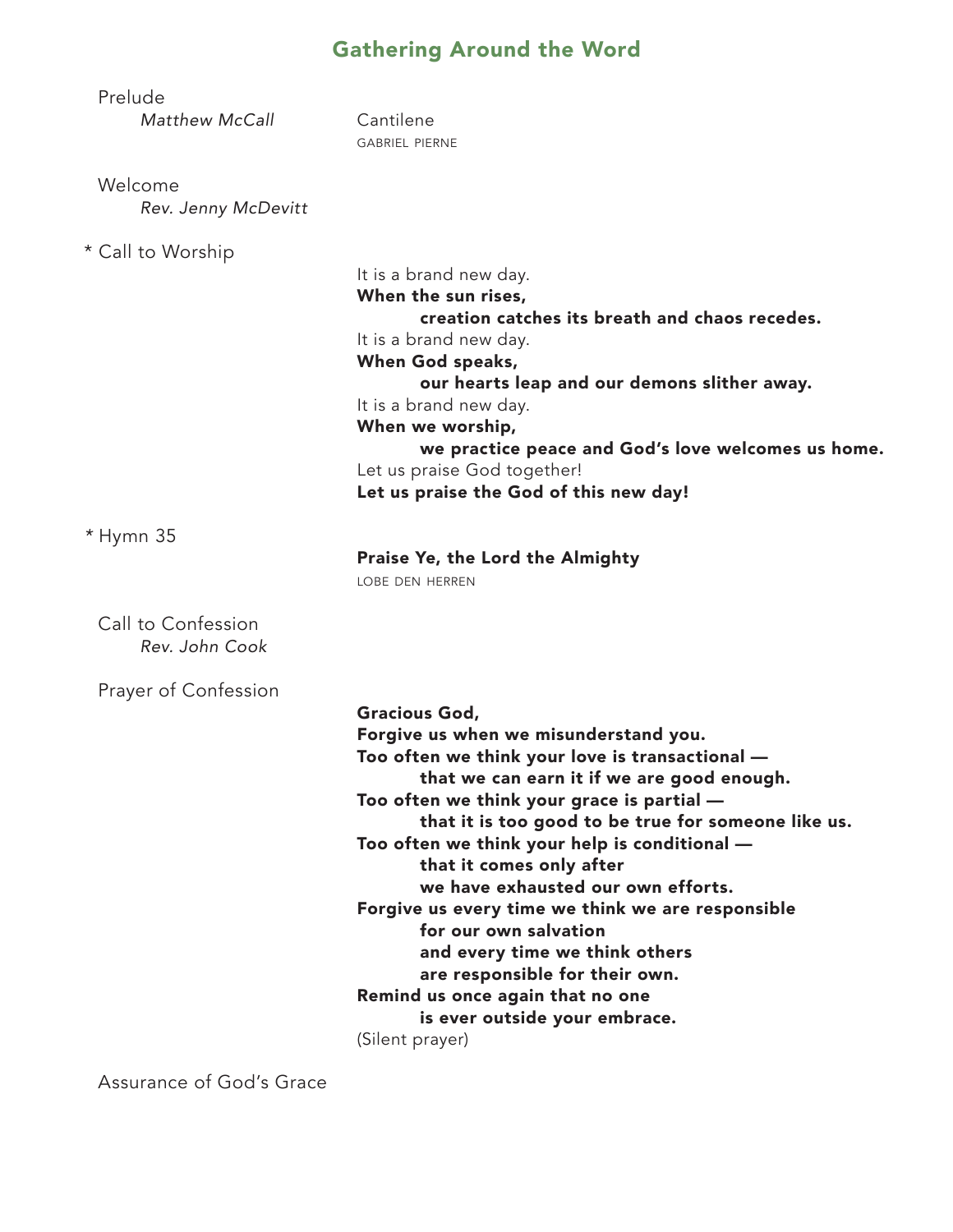## Gathering Around the Word

Prelude
*Matthew McCall*

Cantilene
GABRIEL PIERNE

Welcome
*Rev. Jenny McDevitt*

\* Call to Worship

It is a brand new day.
**When the sun rises,**
**creation catches its breath and chaos recedes.**
It is a brand new day.
**When God speaks,**
**our hearts leap and our demons slither away.**
It is a brand new day.
**When we worship,**
**we practice peace and God's love welcomes us home.**
Let us praise God together!
**Let us praise the God of this new day!**

\* Hymn 35

**Praise Ye, the Lord the Almighty**
LOBE DEN HERREN

Call to Confession
*Rev. John Cook*

Prayer of Confession

**Gracious God,**
**Forgive us when we misunderstand you.**
**Too often we think your love is transactional —**
**that we can earn it if we are good enough.**
**Too often we think your grace is partial —**
**that it is too good to be true for someone like us.**
**Too often we think your help is conditional —**
**that it comes only after**
**we have exhausted our own efforts.**
**Forgive us every time we think we are responsible**
**for our own salvation**
**and every time we think others**
**are responsible for their own.**
**Remind us once again that no one**
**is ever outside your embrace.**
(Silent prayer)

Assurance of God's Grace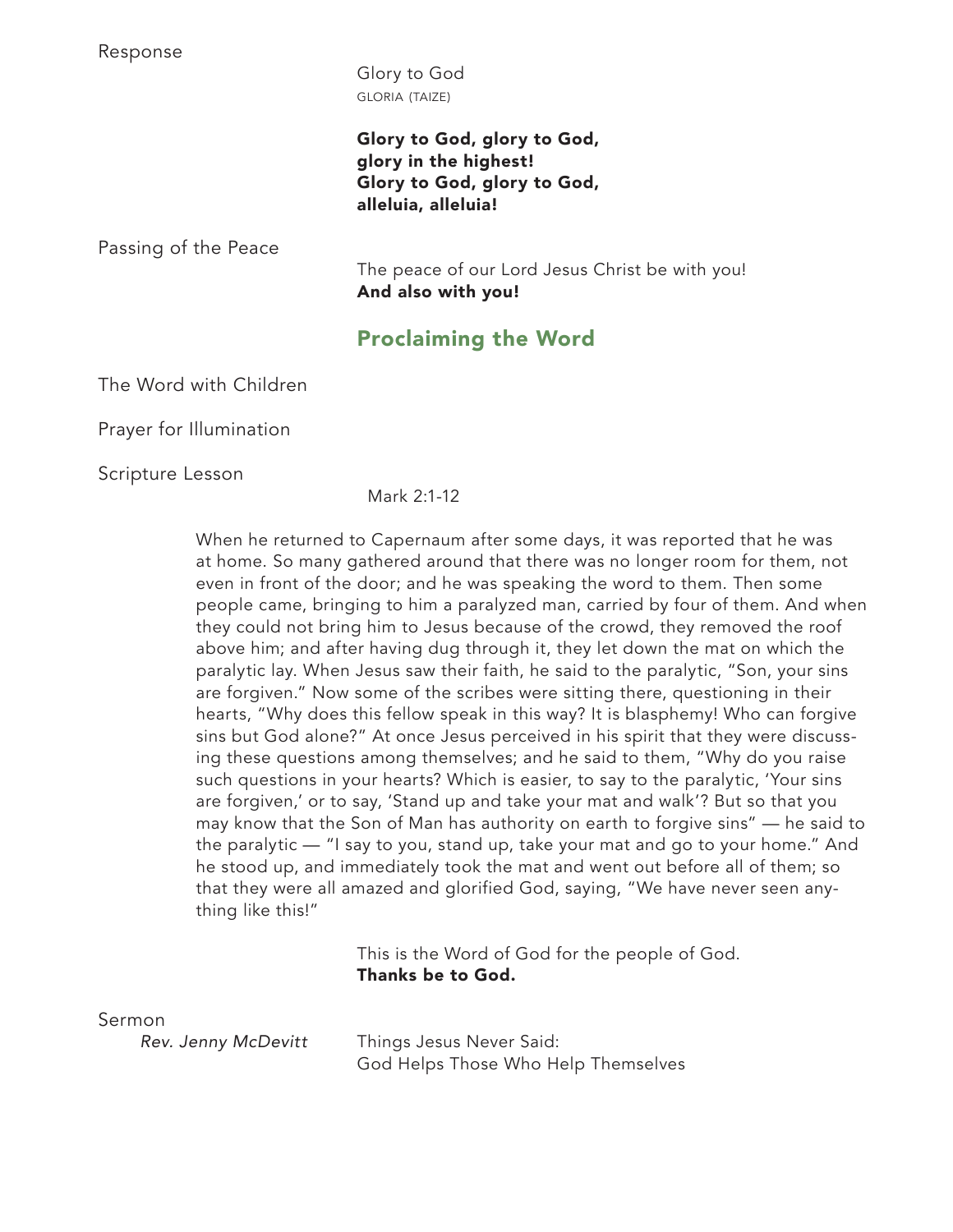Response

Glory to God
GLORIA (TAIZE)

**Glory to God, glory to God,**
**glory in the highest!**
**Glory to God, glory to God,**
**alleluia, alleluia!**

Passing of the Peace

The peace of our Lord Jesus Christ be with you!
**And also with you!**

## Proclaiming the Word

The Word with Children

Prayer for Illumination

Scripture Lesson

Mark 2:1-12

When he returned to Capernaum after some days, it was reported that he was at home. So many gathered around that there was no longer room for them, not even in front of the door; and he was speaking the word to them. Then some people came, bringing to him a paralyzed man, carried by four of them. And when they could not bring him to Jesus because of the crowd, they removed the roof above him; and after having dug through it, they let down the mat on which the paralytic lay. When Jesus saw their faith, he said to the paralytic, "Son, your sins are forgiven." Now some of the scribes were sitting there, questioning in their hearts, "Why does this fellow speak in this way? It is blasphemy! Who can forgive sins but God alone?" At once Jesus perceived in his spirit that they were discussing these questions among themselves; and he said to them, "Why do you raise such questions in your hearts? Which is easier, to say to the paralytic, 'Your sins are forgiven,' or to say, 'Stand up and take your mat and walk'? But so that you may know that the Son of Man has authority on earth to forgive sins" — he said to the paralytic — "I say to you, stand up, take your mat and go to your home." And he stood up, and immediately took the mat and went out before all of them; so that they were all amazed and glorified God, saying, "We have never seen anything like this!"

This is the Word of God for the people of God.
**Thanks be to God.**

Sermon
*Rev. Jenny McDevitt*

Things Jesus Never Said:
God Helps Those Who Help Themselves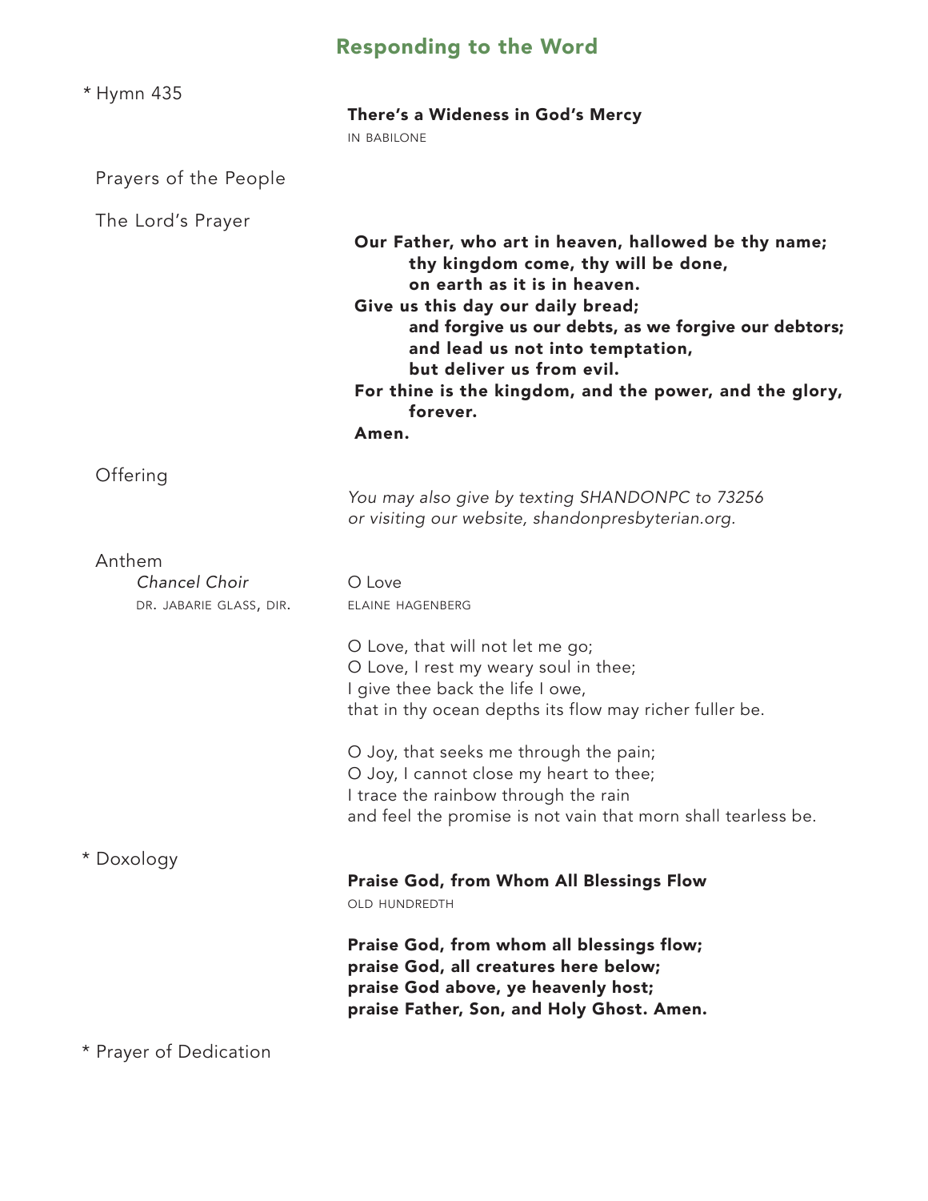## Responding to the Word

\* Hymn 435

**There's a Wideness in God's Mercy**
IN BABILONE

Prayers of the People

The Lord's Prayer

**Our Father, who art in heaven, hallowed be thy name;**
**thy kingdom come, thy will be done,**
**on earth as it is in heaven.**
**Give us this day our daily bread;**
**and forgive us our debts, as we forgive our debtors;**
**and lead us not into temptation,**
**but deliver us from evil.**
**For thine is the kingdom, and the power, and the glory,**
**forever.**
**Amen.**

Offering

*You may also give by texting SHANDONPC to 73256*
*or visiting our website, shandonpresbyterian.org.*

Anthem
*Chancel Choir*
DR. JABARIE GLASS, DIR.

O Love
ELAINE HAGENBERG

O Love, that will not let me go;
O Love, I rest my weary soul in thee;
I give thee back the life I owe,
that in thy ocean depths its flow may richer fuller be.

O Joy, that seeks me through the pain;
O Joy, I cannot close my heart to thee;
I trace the rainbow through the rain
and feel the promise is not vain that morn shall tearless be.

\* Doxology

**Praise God, from Whom All Blessings Flow**
OLD HUNDREDTH

**Praise God, from whom all blessings flow;**
**praise God, all creatures here below;**
**praise God above, ye heavenly host;**
**praise Father, Son, and Holy Ghost. Amen.**

\* Prayer of Dedication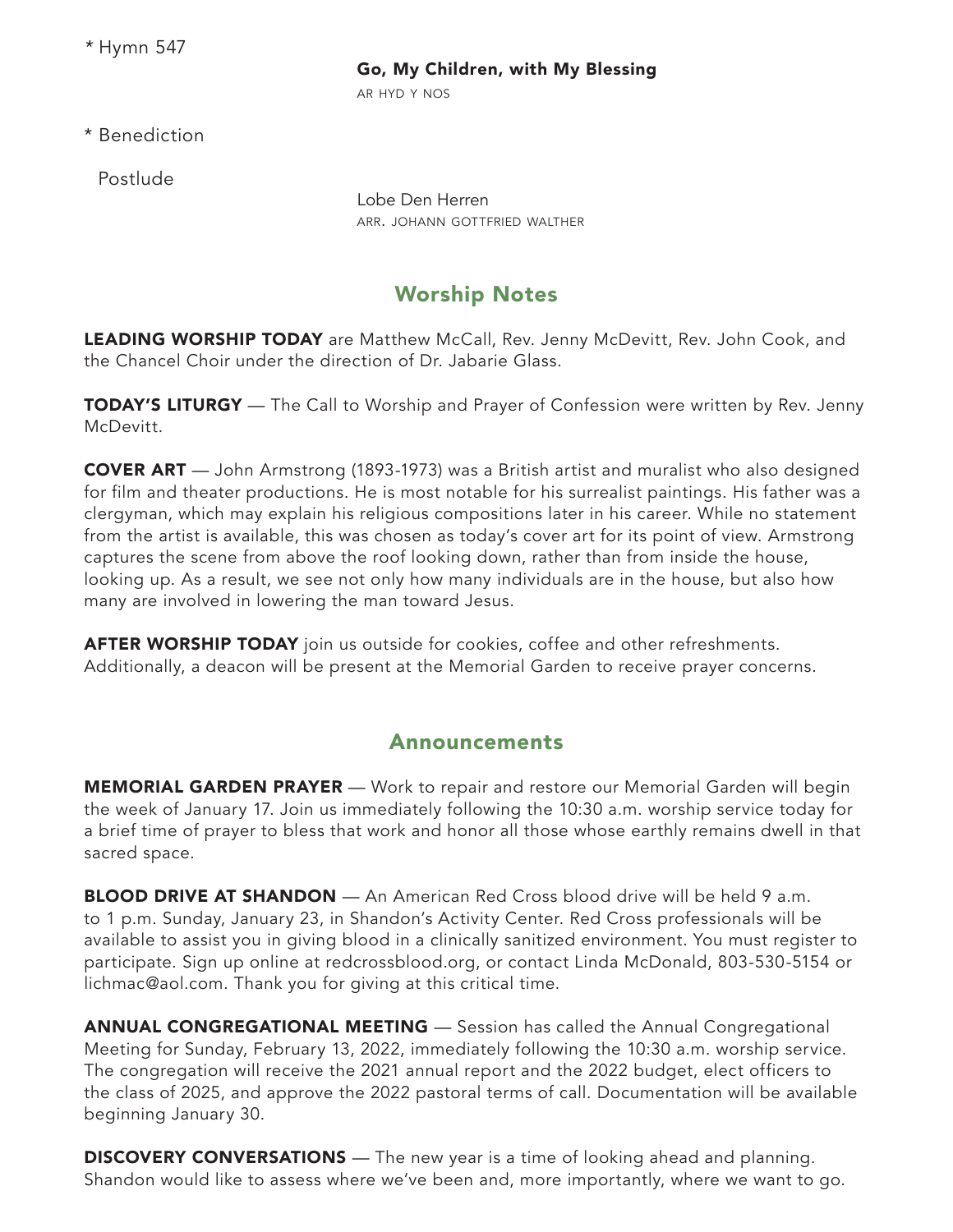\* Hymn 547

**Go, My Children, with My Blessing**

AR HYD Y NOS

\* Benediction

Postlude

Lobe Den Herren

ARR. JOHANN GOTTFRIED WALTHER

## Worship Notes

**LEADING WORSHIP TODAY** are Matthew McCall, Rev. Jenny McDevitt, Rev. John Cook, and the Chancel Choir under the direction of Dr. Jabarie Glass.

**TODAY'S LITURGY** — The Call to Worship and Prayer of Confession were written by Rev. Jenny McDevitt.

**COVER ART** — John Armstrong (1893-1973) was a British artist and muralist who also designed for film and theater productions. He is most notable for his surrealist paintings. His father was a clergyman, which may explain his religious compositions later in his career. While no statement from the artist is available, this was chosen as today's cover art for its point of view. Armstrong captures the scene from above the roof looking down, rather than from inside the house, looking up. As a result, we see not only how many individuals are in the house, but also how many are involved in lowering the man toward Jesus.

**AFTER WORSHIP TODAY** join us outside for cookies, coffee and other refreshments. Additionally, a deacon will be present at the Memorial Garden to receive prayer concerns.

## Announcements

**MEMORIAL GARDEN PRAYER** — Work to repair and restore our Memorial Garden will begin the week of January 17. Join us immediately following the 10:30 a.m. worship service today for a brief time of prayer to bless that work and honor all those whose earthly remains dwell in that sacred space.

**BLOOD DRIVE AT SHANDON** — An American Red Cross blood drive will be held 9 a.m. to 1 p.m. Sunday, January 23, in Shandon's Activity Center. Red Cross professionals will be available to assist you in giving blood in a clinically sanitized environment. You must register to participate. Sign up online at redcrossblood.org, or contact Linda McDonald, 803-530-5154 or lichmac@aol.com. Thank you for giving at this critical time.

**ANNUAL CONGREGATIONAL MEETING** — Session has called the Annual Congregational Meeting for Sunday, February 13, 2022, immediately following the 10:30 a.m. worship service. The congregation will receive the 2021 annual report and the 2022 budget, elect officers to the class of 2025, and approve the 2022 pastoral terms of call. Documentation will be available beginning January 30.

**DISCOVERY CONVERSATIONS** — The new year is a time of looking ahead and planning. Shandon would like to assess where we've been and, more importantly, where we want to go.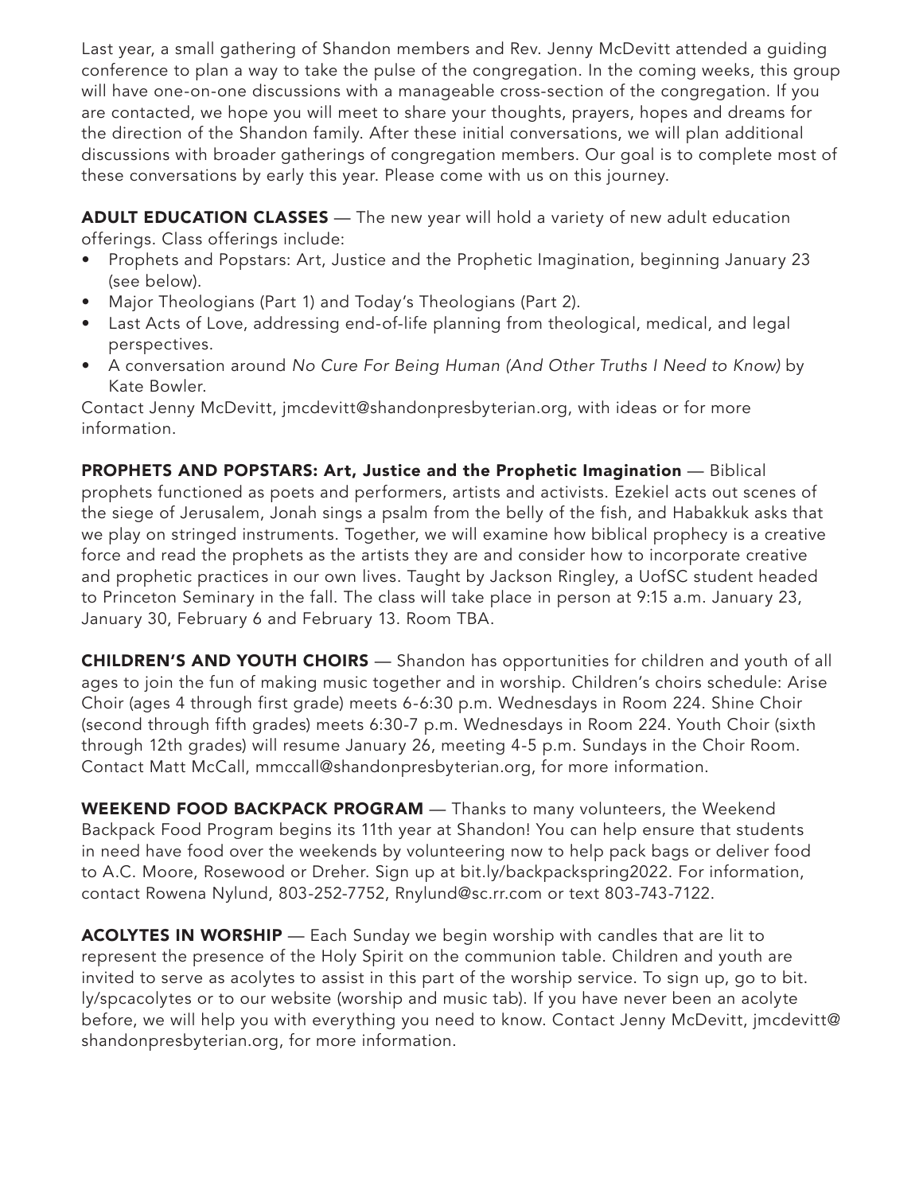Last year, a small gathering of Shandon members and Rev. Jenny McDevitt attended a guiding conference to plan a way to take the pulse of the congregation. In the coming weeks, this group will have one-on-one discussions with a manageable cross-section of the congregation. If you are contacted, we hope you will meet to share your thoughts, prayers, hopes and dreams for the direction of the Shandon family. After these initial conversations, we will plan additional discussions with broader gatherings of congregation members. Our goal is to complete most of these conversations by early this year. Please come with us on this journey.

**ADULT EDUCATION CLASSES** — The new year will hold a variety of new adult education offerings. Class offerings include:

- Prophets and Popstars: Art, Justice and the Prophetic Imagination, beginning January 23 (see below).
- Major Theologians (Part 1) and Today's Theologians (Part 2).
- Last Acts of Love, addressing end-of-life planning from theological, medical, and legal perspectives.
- A conversation around *No Cure For Being Human (And Other Truths I Need to Know)* by Kate Bowler.

Contact Jenny McDevitt, jmcdevitt@shandonpresbyterian.org, with ideas or for more information.

**PROPHETS AND POPSTARS: Art, Justice and the Prophetic Imagination** — Biblical prophets functioned as poets and performers, artists and activists. Ezekiel acts out scenes of the siege of Jerusalem, Jonah sings a psalm from the belly of the fish, and Habakkuk asks that we play on stringed instruments. Together, we will examine how biblical prophecy is a creative force and read the prophets as the artists they are and consider how to incorporate creative and prophetic practices in our own lives. Taught by Jackson Ringley, a UofSC student headed to Princeton Seminary in the fall. The class will take place in person at 9:15 a.m. January 23, January 30, February 6 and February 13. Room TBA.

**CHILDREN'S AND YOUTH CHOIRS** — Shandon has opportunities for children and youth of all ages to join the fun of making music together and in worship. Children's choirs schedule: Arise Choir (ages 4 through first grade) meets 6-6:30 p.m. Wednesdays in Room 224. Shine Choir (second through fifth grades) meets 6:30-7 p.m. Wednesdays in Room 224. Youth Choir (sixth through 12th grades) will resume January 26, meeting 4-5 p.m. Sundays in the Choir Room. Contact Matt McCall, mmccall@shandonpresbyterian.org, for more information.

**WEEKEND FOOD BACKPACK PROGRAM** — Thanks to many volunteers, the Weekend Backpack Food Program begins its 11th year at Shandon! You can help ensure that students in need have food over the weekends by volunteering now to help pack bags or deliver food to A.C. Moore, Rosewood or Dreher. Sign up at bit.ly/backpackspring2022. For information, contact Rowena Nylund, 803-252-7752, Rnylund@sc.rr.com or text 803-743-7122.

**ACOLYTES IN WORSHIP** — Each Sunday we begin worship with candles that are lit to represent the presence of the Holy Spirit on the communion table. Children and youth are invited to serve as acolytes to assist in this part of the worship service. To sign up, go to bit.ly/spcacolytes or to our website (worship and music tab). If you have never been an acolyte before, we will help you with everything you need to know. Contact Jenny McDevitt, jmcdevitt@shandonpresbyterian.org, for more information.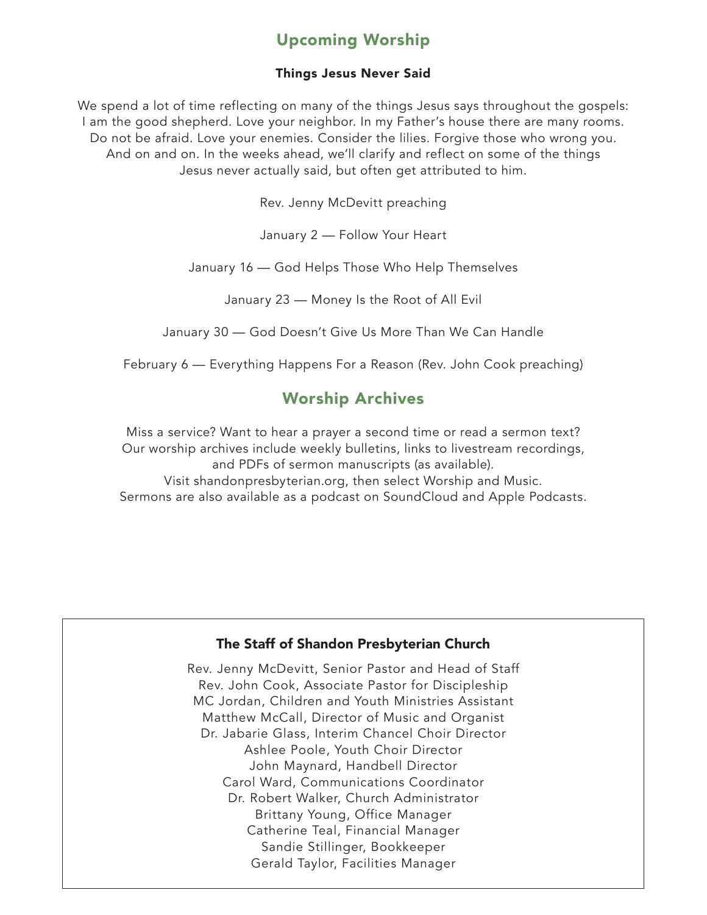## Upcoming Worship

### Things Jesus Never Said

We spend a lot of time reflecting on many of the things Jesus says throughout the gospels: I am the good shepherd. Love your neighbor. In my Father's house there are many rooms. Do not be afraid. Love your enemies. Consider the lilies. Forgive those who wrong you. And on and on. In the weeks ahead, we'll clarify and reflect on some of the things Jesus never actually said, but often get attributed to him.

Rev. Jenny McDevitt preaching

January 2 — Follow Your Heart

January 16 — God Helps Those Who Help Themselves

January 23 — Money Is the Root of All Evil

January 30 — God Doesn't Give Us More Than We Can Handle

February 6 — Everything Happens For a Reason (Rev. John Cook preaching)

## Worship Archives

Miss a service? Want to hear a prayer a second time or read a sermon text? Our worship archives include weekly bulletins, links to livestream recordings, and PDFs of sermon manuscripts (as available).
Visit shandonpresbyterian.org, then select Worship and Music.
Sermons are also available as a podcast on SoundCloud and Apple Podcasts.

### The Staff of Shandon Presbyterian Church

Rev. Jenny McDevitt, Senior Pastor and Head of Staff
Rev. John Cook, Associate Pastor for Discipleship
MC Jordan, Children and Youth Ministries Assistant
Matthew McCall, Director of Music and Organist
Dr. Jabarie Glass, Interim Chancel Choir Director
Ashlee Poole, Youth Choir Director
John Maynard, Handbell Director
Carol Ward, Communications Coordinator
Dr. Robert Walker, Church Administrator
Brittany Young, Office Manager
Catherine Teal, Financial Manager
Sandie Stillinger, Bookkeeper
Gerald Taylor, Facilities Manager